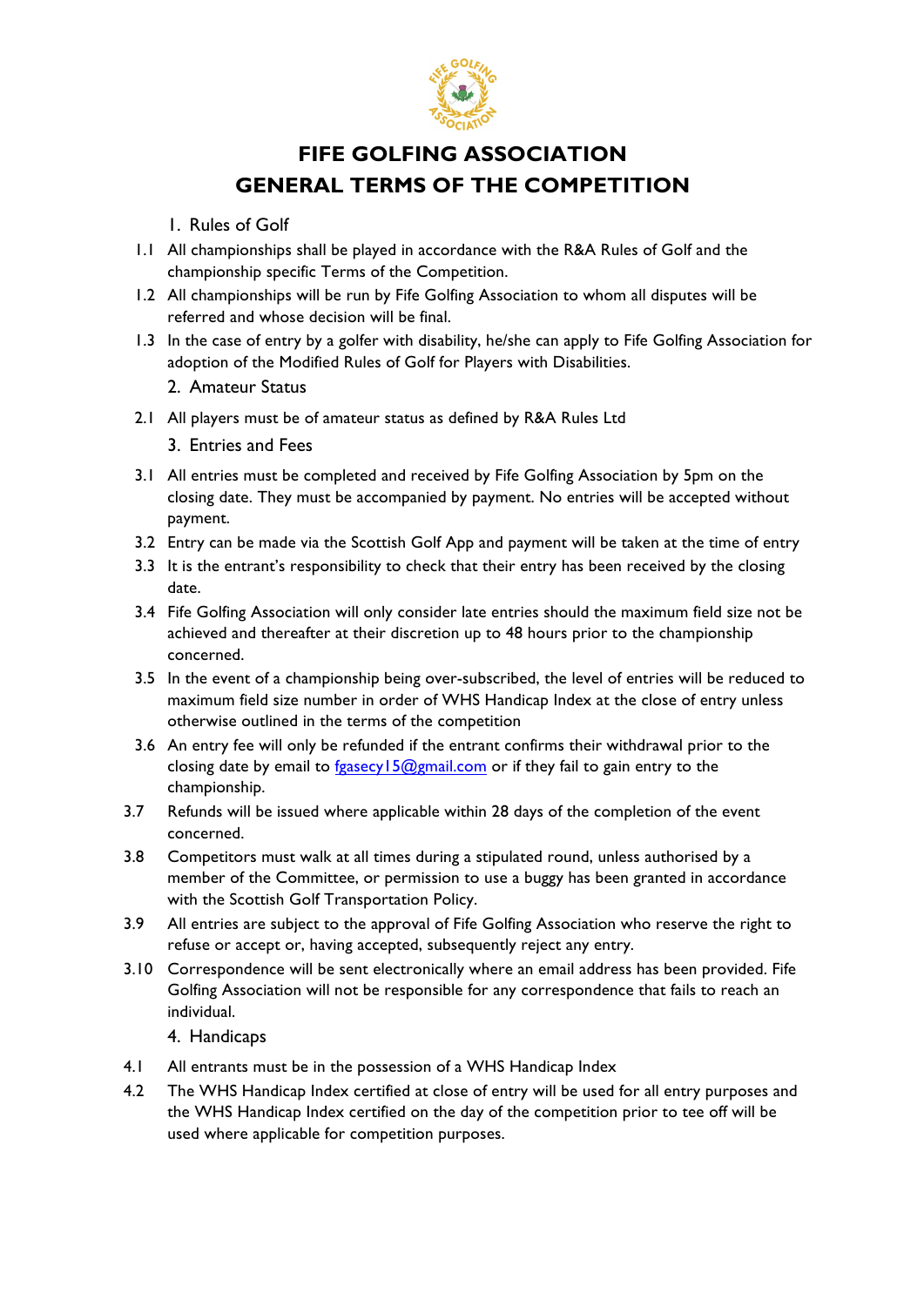# FIFE GOLFING ASSOCIATION
# GENERAL TERMS OF THE COMPETITION

## 1. Rules of Golf

1.1 All championships shall be played in accordance with the R&A Rules of Golf and the championship specific Terms of the Competition.

1.2 All championships will be run by Fife Golfing Association to whom all disputes will be referred and whose decision will be final.

1.3 In the case of entry by a golfer with disability, he/she can apply to Fife Golfing Association for adoption of the Modified Rules of Golf for Players with Disabilities.

## 2. Amateur Status

2.1 All players must be of amateur status as defined by R&A Rules Ltd

## 3. Entries and Fees

3.1 All entries must be completed and received by Fife Golfing Association by 5pm on the closing date. They must be accompanied by payment. No entries will be accepted without payment.

3.2 Entry can be made via the Scottish Golf App and payment will be taken at the time of entry

3.3 It is the entrant's responsibility to check that their entry has been received by the closing date.

3.4 Fife Golfing Association will only consider late entries should the maximum field size not be achieved and thereafter at their discretion up to 48 hours prior to the championship concerned.

3.5 In the event of a championship being over-subscribed, the level of entries will be reduced to maximum field size number in order of WHS Handicap Index at the close of entry unless otherwise outlined in the terms of the competition

3.6 An entry fee will only be refunded if the entrant confirms their withdrawal prior to the closing date by email to fgasecy15@gmail.com or if they fail to gain entry to the championship.

3.7 Refunds will be issued where applicable within 28 days of the completion of the event concerned.

3.8 Competitors must walk at all times during a stipulated round, unless authorised by a member of the Committee, or permission to use a buggy has been granted in accordance with the Scottish Golf Transportation Policy.

3.9 All entries are subject to the approval of Fife Golfing Association who reserve the right to refuse or accept or, having accepted, subsequently reject any entry.

3.10 Correspondence will be sent electronically where an email address has been provided. Fife Golfing Association will not be responsible for any correspondence that fails to reach an individual.

## 4. Handicaps

4.1 All entrants must be in the possession of a WHS Handicap Index

4.2 The WHS Handicap Index certified at close of entry will be used for all entry purposes and the WHS Handicap Index certified on the day of the competition prior to tee off will be used where applicable for competition purposes.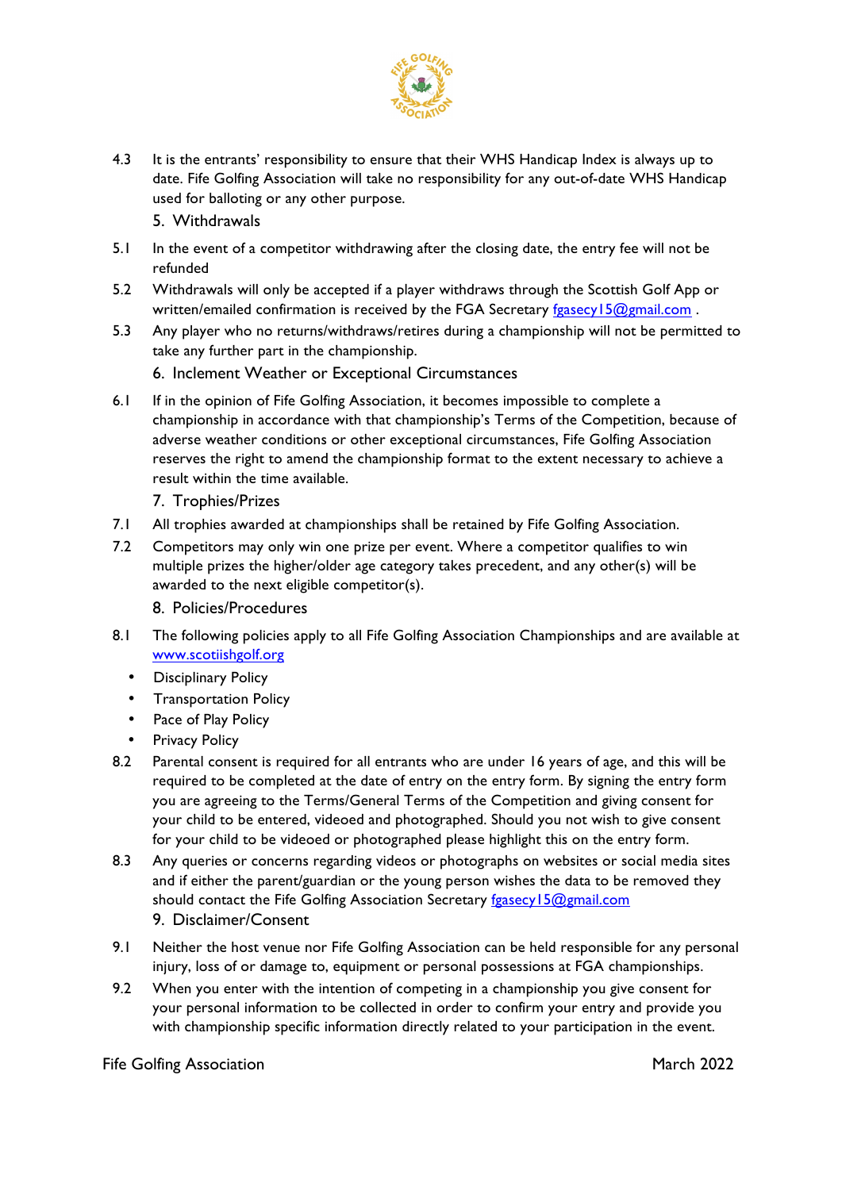4.3 It is the entrants' responsibility to ensure that their WHS Handicap Index is always up to date. Fife Golfing Association will take no responsibility for any out-of-date WHS Handicap used for balloting or any other purpose.

## 5. Withdrawals

5.1 In the event of a competitor withdrawing after the closing date, the entry fee will not be refunded

5.2 Withdrawals will only be accepted if a player withdraws through the Scottish Golf App or written/emailed confirmation is received by the FGA Secretary fgasecy15@gmail.com .

5.3 Any player who no returns/withdraws/retires during a championship will not be permitted to take any further part in the championship.

## 6. Inclement Weather or Exceptional Circumstances

6.1 If in the opinion of Fife Golfing Association, it becomes impossible to complete a championship in accordance with that championship's Terms of the Competition, because of adverse weather conditions or other exceptional circumstances, Fife Golfing Association reserves the right to amend the championship format to the extent necessary to achieve a result within the time available.

## 7. Trophies/Prizes

7.1 All trophies awarded at championships shall be retained by Fife Golfing Association.

7.2 Competitors may only win one prize per event. Where a competitor qualifies to win multiple prizes the higher/older age category takes precedent, and any other(s) will be awarded to the next eligible competitor(s).

## 8. Policies/Procedures

8.1 The following policies apply to all Fife Golfing Association Championships and are available at www.scotiishgolf.org

- Disciplinary Policy
- Transportation Policy
- Pace of Play Policy
- Privacy Policy

8.2 Parental consent is required for all entrants who are under 16 years of age, and this will be required to be completed at the date of entry on the entry form. By signing the entry form you are agreeing to the Terms/General Terms of the Competition and giving consent for your child to be entered, videoed and photographed. Should you not wish to give consent for your child to be videoed or photographed please highlight this on the entry form.

8.3 Any queries or concerns regarding videos or photographs on websites or social media sites and if either the parent/guardian or the young person wishes the data to be removed they should contact the Fife Golfing Association Secretary fgasecy15@gmail.com

## 9. Disclaimer/Consent

9.1 Neither the host venue nor Fife Golfing Association can be held responsible for any personal injury, loss of or damage to, equipment or personal possessions at FGA championships.

9.2 When you enter with the intention of competing in a championship you give consent for your personal information to be collected in order to confirm your entry and provide you with championship specific information directly related to your participation in the event.